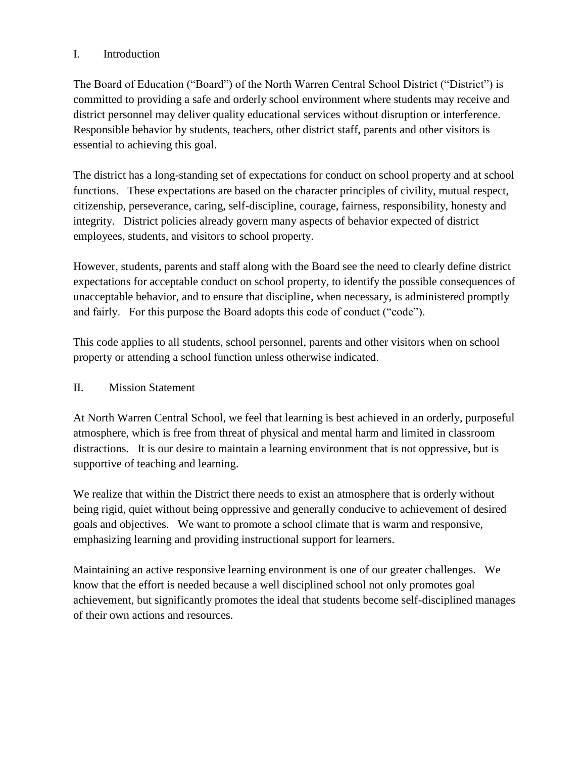## I. Introduction

The Board of Education ("Board") of the North Warren Central School District ("District") is committed to providing a safe and orderly school environment where students may receive and district personnel may deliver quality educational services without disruption or interference. Responsible behavior by students, teachers, other district staff, parents and other visitors is essential to achieving this goal.

The district has a long-standing set of expectations for conduct on school property and at school functions. These expectations are based on the character principles of civility, mutual respect, citizenship, perseverance, caring, self-discipline, courage, fairness, responsibility, honesty and integrity. District policies already govern many aspects of behavior expected of district employees, students, and visitors to school property.

However, students, parents and staff along with the Board see the need to clearly define district expectations for acceptable conduct on school property, to identify the possible consequences of unacceptable behavior, and to ensure that discipline, when necessary, is administered promptly and fairly. For this purpose the Board adopts this code of conduct ("code").

This code applies to all students, school personnel, parents and other visitors when on school property or attending a school function unless otherwise indicated.

## II. Mission Statement

At North Warren Central School, we feel that learning is best achieved in an orderly, purposeful atmosphere, which is free from threat of physical and mental harm and limited in classroom distractions. It is our desire to maintain a learning environment that is not oppressive, but is supportive of teaching and learning.

We realize that within the District there needs to exist an atmosphere that is orderly without being rigid, quiet without being oppressive and generally conducive to achievement of desired goals and objectives. We want to promote a school climate that is warm and responsive, emphasizing learning and providing instructional support for learners.

Maintaining an active responsive learning environment is one of our greater challenges. We know that the effort is needed because a well disciplined school not only promotes goal achievement, but significantly promotes the ideal that students become self-disciplined manages of their own actions and resources.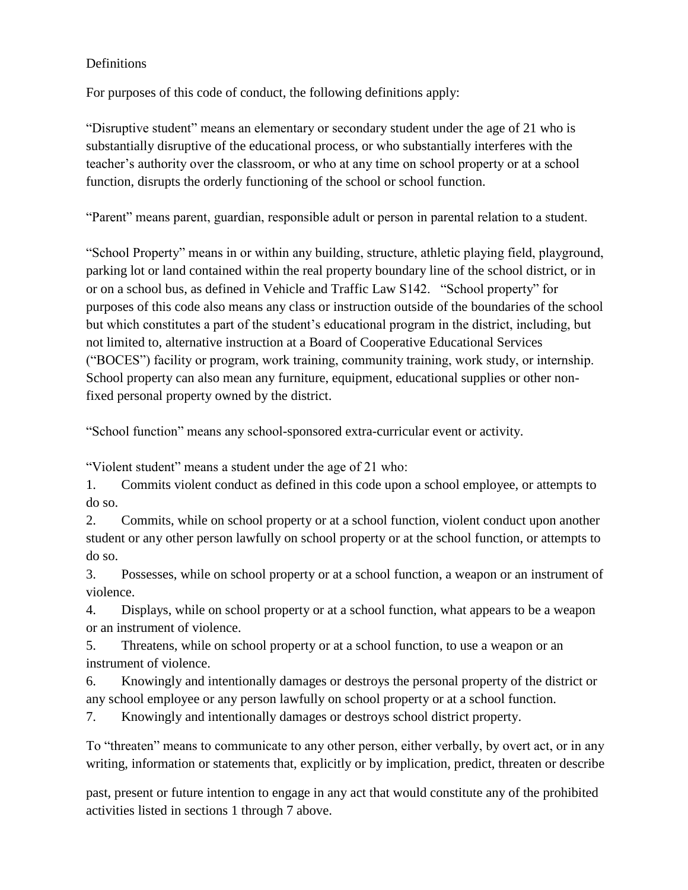## Definitions

For purposes of this code of conduct, the following definitions apply:

"Disruptive student" means an elementary or secondary student under the age of 21 who is substantially disruptive of the educational process, or who substantially interferes with the teacher's authority over the classroom, or who at any time on school property or at a school function, disrupts the orderly functioning of the school or school function.

"Parent" means parent, guardian, responsible adult or person in parental relation to a student.

"School Property" means in or within any building, structure, athletic playing field, playground, parking lot or land contained within the real property boundary line of the school district, or in or on a school bus, as defined in Vehicle and Traffic Law S142. "School property" for purposes of this code also means any class or instruction outside of the boundaries of the school but which constitutes a part of the student's educational program in the district, including, but not limited to, alternative instruction at a Board of Cooperative Educational Services ("BOCES") facility or program, work training, community training, work study, or internship. School property can also mean any furniture, equipment, educational supplies or other non-fixed personal property owned by the district.

"School function" means any school-sponsored extra-curricular event or activity.

"Violent student" means a student under the age of 21 who:

1. Commits violent conduct as defined in this code upon a school employee, or attempts to do so.
2. Commits, while on school property or at a school function, violent conduct upon another student or any other person lawfully on school property or at the school function, or attempts to do so.
3. Possesses, while on school property or at a school function, a weapon or an instrument of violence.
4. Displays, while on school property or at a school function, what appears to be a weapon or an instrument of violence.
5. Threatens, while on school property or at a school function, to use a weapon or an instrument of violence.
6. Knowingly and intentionally damages or destroys the personal property of the district or any school employee or any person lawfully on school property or at a school function.
7. Knowingly and intentionally damages or destroys school district property.

To "threaten" means to communicate to any other person, either verbally, by overt act, or in any writing, information or statements that, explicitly or by implication, predict, threaten or describe past, present or future intention to engage in any act that would constitute any of the prohibited activities listed in sections 1 through 7 above.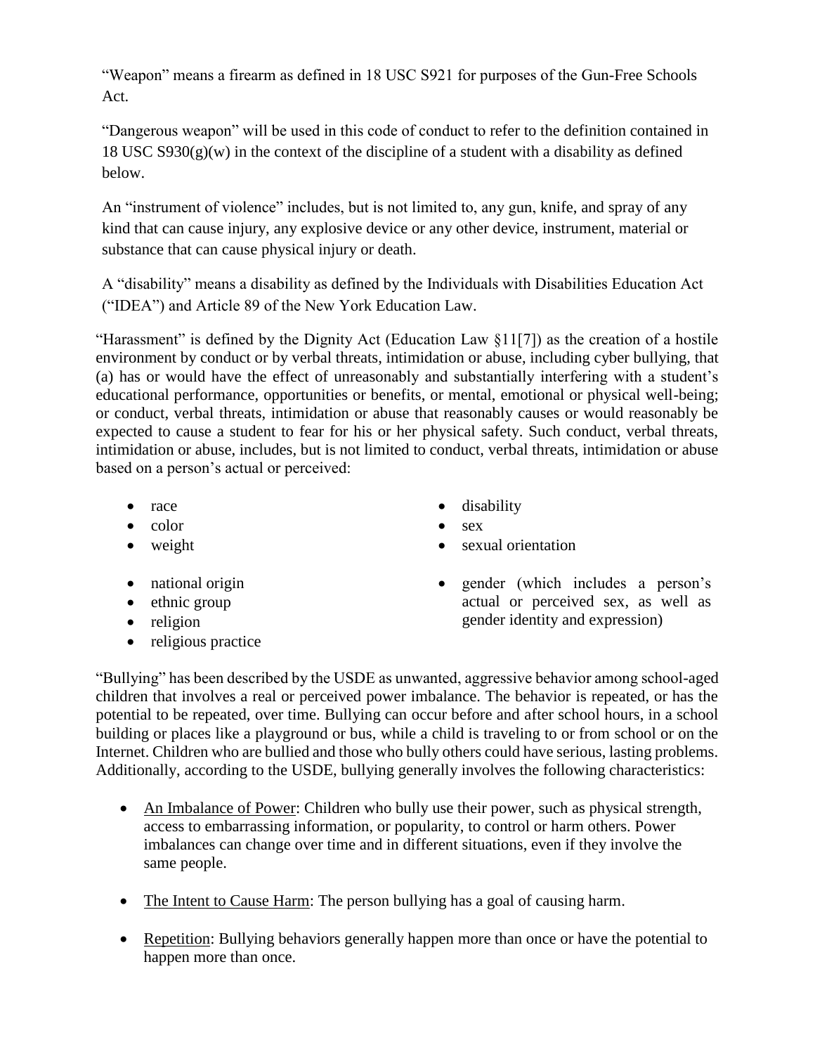"Weapon" means a firearm as defined in 18 USC S921 for purposes of the Gun-Free Schools Act.

"Dangerous weapon" will be used in this code of conduct to refer to the definition contained in 18 USC S930(g)(w) in the context of the discipline of a student with a disability as defined below.

An "instrument of violence" includes, but is not limited to, any gun, knife, and spray of any kind that can cause injury, any explosive device or any other device, instrument, material or substance that can cause physical injury or death.

A "disability" means a disability as defined by the Individuals with Disabilities Education Act ("IDEA") and Article 89 of the New York Education Law.

"Harassment" is defined by the Dignity Act (Education Law §11[7]) as the creation of a hostile environment by conduct or by verbal threats, intimidation or abuse, including cyber bullying, that (a) has or would have the effect of unreasonably and substantially interfering with a student's educational performance, opportunities or benefits, or mental, emotional or physical well-being; or conduct, verbal threats, intimidation or abuse that reasonably causes or would reasonably be expected to cause a student to fear for his or her physical safety. Such conduct, verbal threats, intimidation or abuse, includes, but is not limited to conduct, verbal threats, intimidation or abuse based on a person's actual or perceived:

- race
- color
- weight
- national origin
- ethnic group
- religion
- religious practice
- disability
- sex
- sexual orientation
- gender (which includes a person's actual or perceived sex, as well as gender identity and expression)

"Bullying" has been described by the USDE as unwanted, aggressive behavior among school-aged children that involves a real or perceived power imbalance. The behavior is repeated, or has the potential to be repeated, over time. Bullying can occur before and after school hours, in a school building or places like a playground or bus, while a child is traveling to or from school or on the Internet. Children who are bullied and those who bully others could have serious, lasting problems. Additionally, according to the USDE, bullying generally involves the following characteristics:

- <u>An Imbalance of Power</u>: Children who bully use their power, such as physical strength, access to embarrassing information, or popularity, to control or harm others. Power imbalances can change over time and in different situations, even if they involve the same people.
- <u>The Intent to Cause Harm</u>: The person bullying has a goal of causing harm.
- <u>Repetition</u>: Bullying behaviors generally happen more than once or have the potential to happen more than once.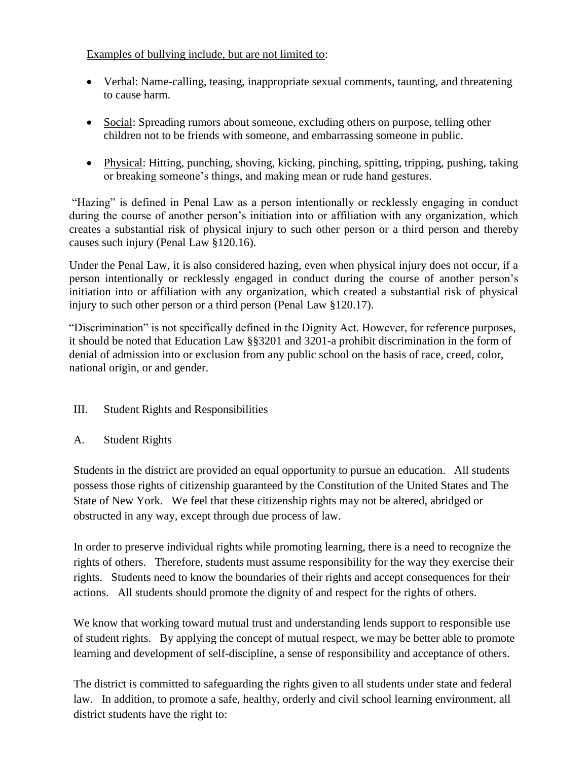<u>Examples of bullying include, but are not limited to</u>:

- <u>Verbal</u>: Name-calling, teasing, inappropriate sexual comments, taunting, and threatening to cause harm.
- <u>Social</u>: Spreading rumors about someone, excluding others on purpose, telling other children not to be friends with someone, and embarrassing someone in public.
- <u>Physical</u>: Hitting, punching, shoving, kicking, pinching, spitting, tripping, pushing, taking or breaking someone's things, and making mean or rude hand gestures.

"Hazing" is defined in Penal Law as a person intentionally or recklessly engaging in conduct during the course of another person's initiation into or affiliation with any organization, which creates a substantial risk of physical injury to such other person or a third person and thereby causes such injury (Penal Law §120.16).

Under the Penal Law, it is also considered hazing, even when physical injury does not occur, if a person intentionally or recklessly engaged in conduct during the course of another person's initiation into or affiliation with any organization, which created a substantial risk of physical injury to such other person or a third person (Penal Law §120.17).

"Discrimination" is not specifically defined in the Dignity Act. However, for reference purposes, it should be noted that Education Law §§3201 and 3201-a prohibit discrimination in the form of denial of admission into or exclusion from any public school on the basis of race, creed, color, national origin, or and gender.

## III. Student Rights and Responsibilities

### A. Student Rights

Students in the district are provided an equal opportunity to pursue an education. All students possess those rights of citizenship guaranteed by the Constitution of the United States and The State of New York. We feel that these citizenship rights may not be altered, abridged or obstructed in any way, except through due process of law.

In order to preserve individual rights while promoting learning, there is a need to recognize the rights of others. Therefore, students must assume responsibility for the way they exercise their rights. Students need to know the boundaries of their rights and accept consequences for their actions. All students should promote the dignity of and respect for the rights of others.

We know that working toward mutual trust and understanding lends support to responsible use of student rights. By applying the concept of mutual respect, we may be better able to promote learning and development of self-discipline, a sense of responsibility and acceptance of others.

The district is committed to safeguarding the rights given to all students under state and federal law. In addition, to promote a safe, healthy, orderly and civil school learning environment, all district students have the right to: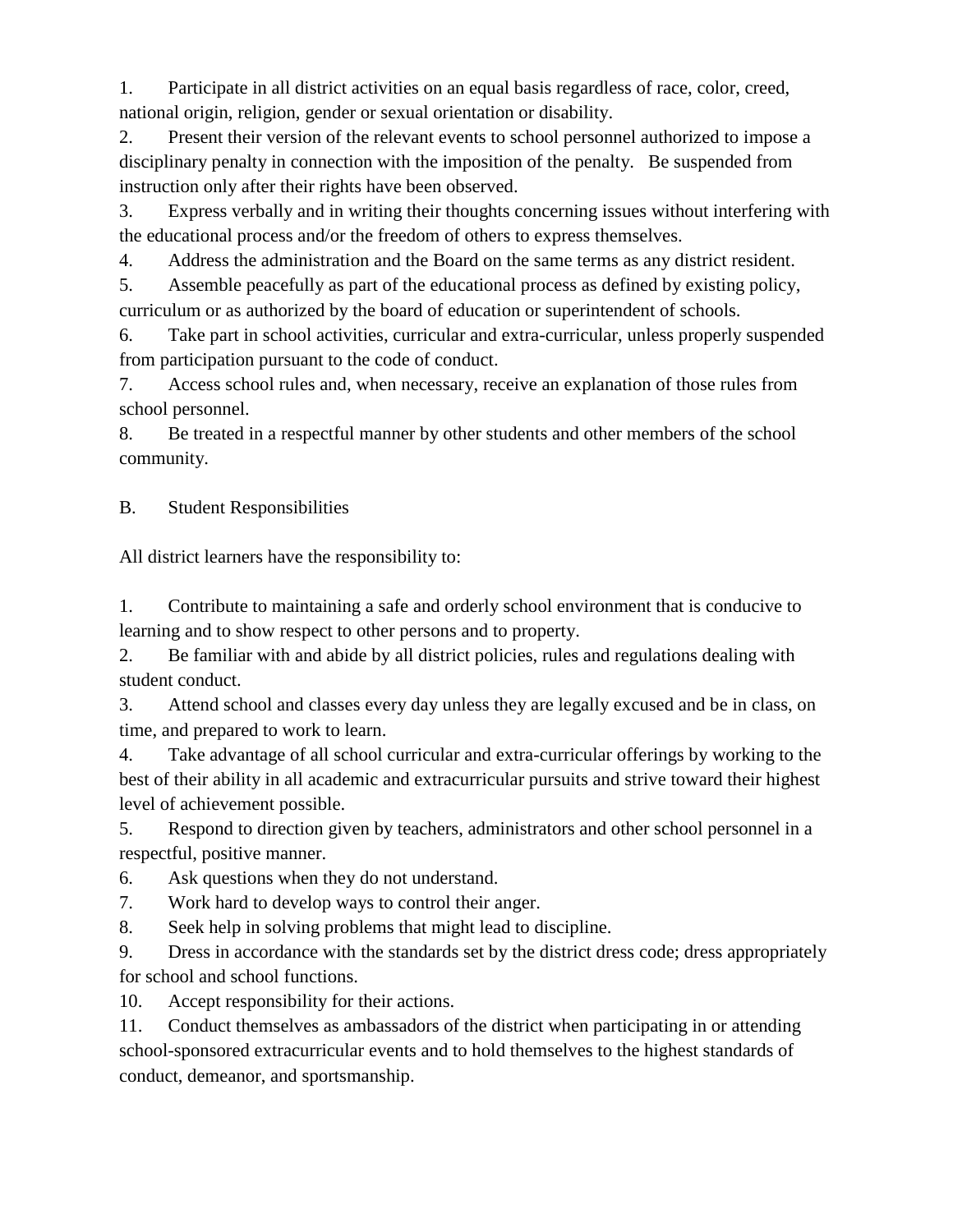1. Participate in all district activities on an equal basis regardless of race, color, creed, national origin, religion, gender or sexual orientation or disability.
2. Present their version of the relevant events to school personnel authorized to impose a disciplinary penalty in connection with the imposition of the penalty. Be suspended from instruction only after their rights have been observed.
3. Express verbally and in writing their thoughts concerning issues without interfering with the educational process and/or the freedom of others to express themselves.
4. Address the administration and the Board on the same terms as any district resident.
5. Assemble peacefully as part of the educational process as defined by existing policy, curriculum or as authorized by the board of education or superintendent of schools.
6. Take part in school activities, curricular and extra-curricular, unless properly suspended from participation pursuant to the code of conduct.
7. Access school rules and, when necessary, receive an explanation of those rules from school personnel.
8. Be treated in a respectful manner by other students and other members of the school community.

B. Student Responsibilities

All district learners have the responsibility to:

1. Contribute to maintaining a safe and orderly school environment that is conducive to learning and to show respect to other persons and to property.
2. Be familiar with and abide by all district policies, rules and regulations dealing with student conduct.
3. Attend school and classes every day unless they are legally excused and be in class, on time, and prepared to work to learn.
4. Take advantage of all school curricular and extra-curricular offerings by working to the best of their ability in all academic and extracurricular pursuits and strive toward their highest level of achievement possible.
5. Respond to direction given by teachers, administrators and other school personnel in a respectful, positive manner.
6. Ask questions when they do not understand.
7. Work hard to develop ways to control their anger.
8. Seek help in solving problems that might lead to discipline.
9. Dress in accordance with the standards set by the district dress code; dress appropriately for school and school functions.
10. Accept responsibility for their actions.
11. Conduct themselves as ambassadors of the district when participating in or attending school-sponsored extracurricular events and to hold themselves to the highest standards of conduct, demeanor, and sportsmanship.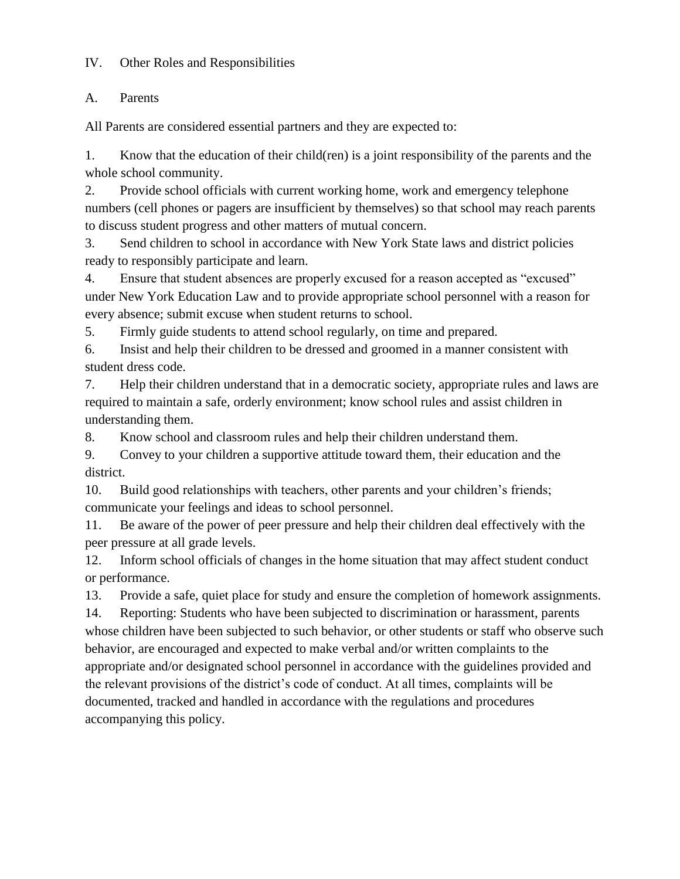## IV. Other Roles and Responsibilities

### A. Parents

All Parents are considered essential partners and they are expected to:

1. Know that the education of their child(ren) is a joint responsibility of the parents and the whole school community.
2. Provide school officials with current working home, work and emergency telephone numbers (cell phones or pagers are insufficient by themselves) so that school may reach parents to discuss student progress and other matters of mutual concern.
3. Send children to school in accordance with New York State laws and district policies ready to responsibly participate and learn.
4. Ensure that student absences are properly excused for a reason accepted as "excused" under New York Education Law and to provide appropriate school personnel with a reason for every absence; submit excuse when student returns to school.
5. Firmly guide students to attend school regularly, on time and prepared.
6. Insist and help their children to be dressed and groomed in a manner consistent with student dress code.
7. Help their children understand that in a democratic society, appropriate rules and laws are required to maintain a safe, orderly environment; know school rules and assist children in understanding them.
8. Know school and classroom rules and help their children understand them.
9. Convey to your children a supportive attitude toward them, their education and the district.
10. Build good relationships with teachers, other parents and your children's friends; communicate your feelings and ideas to school personnel.
11. Be aware of the power of peer pressure and help their children deal effectively with the peer pressure at all grade levels.
12. Inform school officials of changes in the home situation that may affect student conduct or performance.
13. Provide a safe, quiet place for study and ensure the completion of homework assignments.
14. Reporting: Students who have been subjected to discrimination or harassment, parents whose children have been subjected to such behavior, or other students or staff who observe such behavior, are encouraged and expected to make verbal and/or written complaints to the appropriate and/or designated school personnel in accordance with the guidelines provided and the relevant provisions of the district's code of conduct. At all times, complaints will be documented, tracked and handled in accordance with the regulations and procedures accompanying this policy.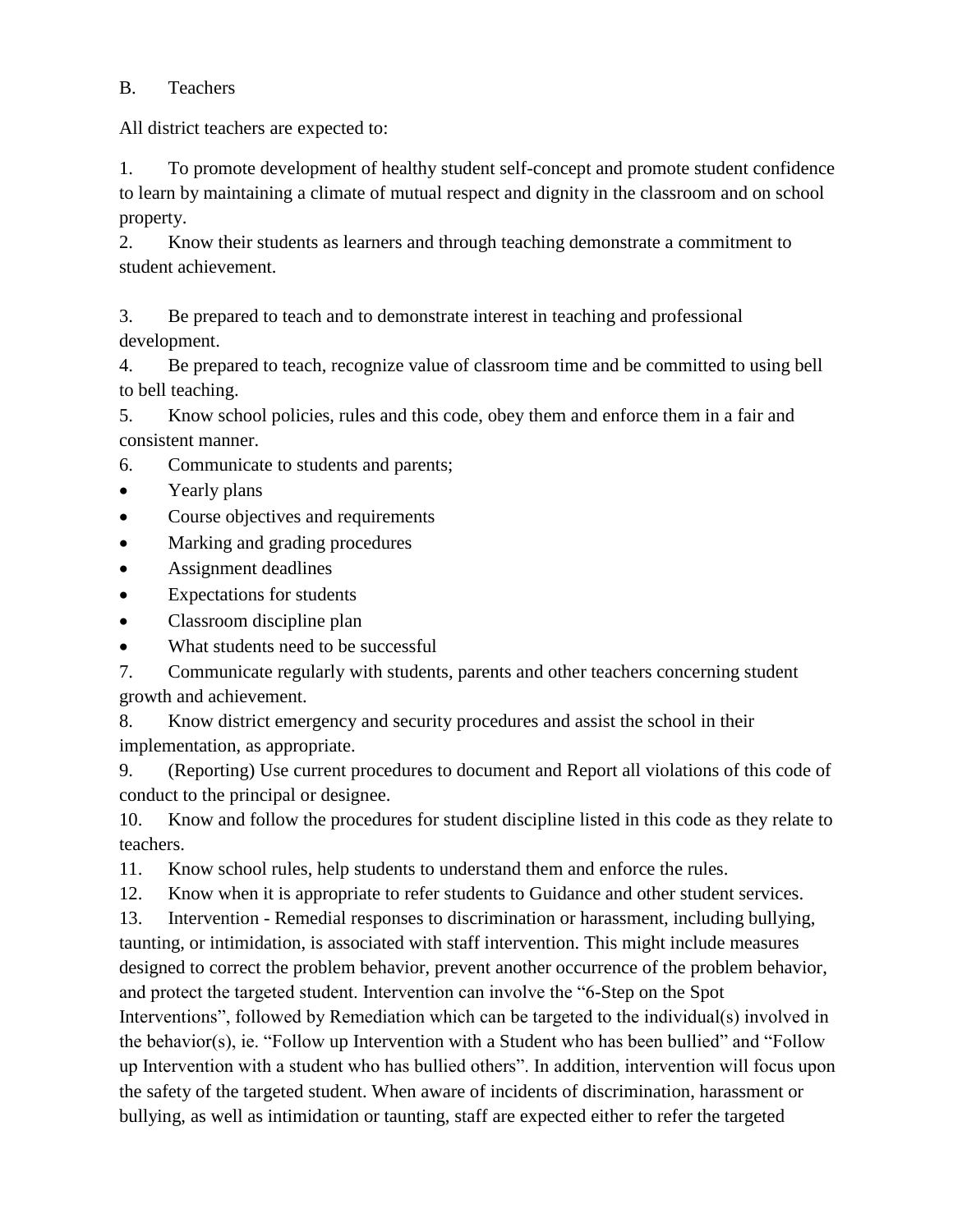B. Teachers

All district teachers are expected to:

1. To promote development of healthy student self-concept and promote student confidence to learn by maintaining a climate of mutual respect and dignity in the classroom and on school property.
2. Know their students as learners and through teaching demonstrate a commitment to student achievement.
3. Be prepared to teach and to demonstrate interest in teaching and professional development.
4. Be prepared to teach, recognize value of classroom time and be committed to using bell to bell teaching.
5. Know school policies, rules and this code, obey them and enforce them in a fair and consistent manner.
6. Communicate to students and parents;
   - Yearly plans
   - Course objectives and requirements
   - Marking and grading procedures
   - Assignment deadlines
   - Expectations for students
   - Classroom discipline plan
   - What students need to be successful
7. Communicate regularly with students, parents and other teachers concerning student growth and achievement.
8. Know district emergency and security procedures and assist the school in their implementation, as appropriate.
9. (Reporting) Use current procedures to document and Report all violations of this code of conduct to the principal or designee.
10. Know and follow the procedures for student discipline listed in this code as they relate to teachers.
11. Know school rules, help students to understand them and enforce the rules.
12. Know when it is appropriate to refer students to Guidance and other student services.
13. Intervention - Remedial responses to discrimination or harassment, including bullying, taunting, or intimidation, is associated with staff intervention. This might include measures designed to correct the problem behavior, prevent another occurrence of the problem behavior, and protect the targeted student. Intervention can involve the "6-Step on the Spot Interventions", followed by Remediation which can be targeted to the individual(s) involved in the behavior(s), ie. "Follow up Intervention with a Student who has been bullied" and "Follow up Intervention with a student who has bullied others". In addition, intervention will focus upon the safety of the targeted student. When aware of incidents of discrimination, harassment or bullying, as well as intimidation or taunting, staff are expected either to refer the targeted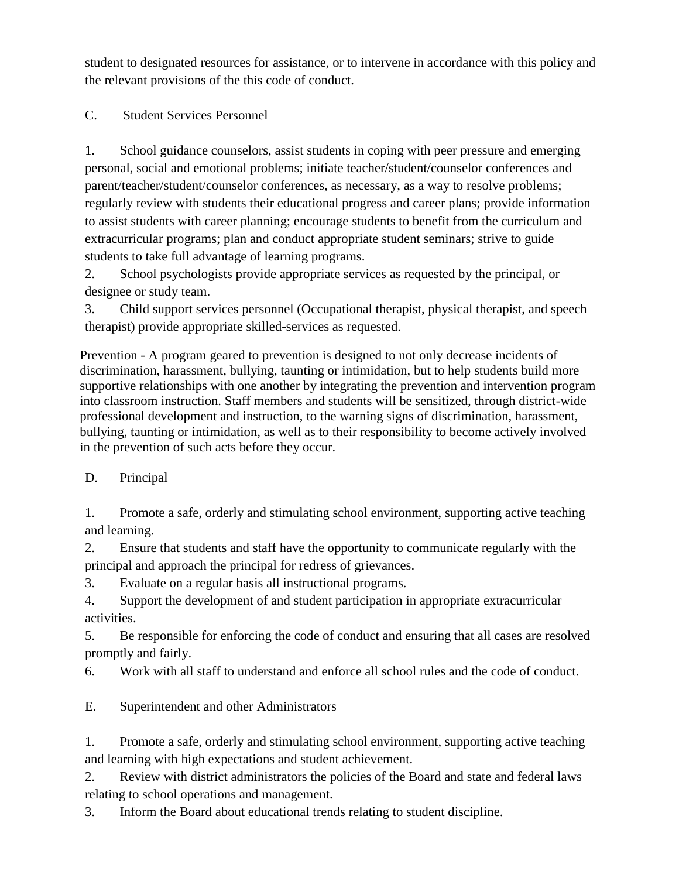student to designated resources for assistance, or to intervene in accordance with this policy and the relevant provisions of the this code of conduct.

C. Student Services Personnel

1. School guidance counselors, assist students in coping with peer pressure and emerging personal, social and emotional problems; initiate teacher/student/counselor conferences and parent/teacher/student/counselor conferences, as necessary, as a way to resolve problems; regularly review with students their educational progress and career plans; provide information to assist students with career planning; encourage students to benefit from the curriculum and extracurricular programs; plan and conduct appropriate student seminars; strive to guide students to take full advantage of learning programs.
2. School psychologists provide appropriate services as requested by the principal, or designee or study team.
3. Child support services personnel (Occupational therapist, physical therapist, and speech therapist) provide appropriate skilled-services as requested.

Prevention - A program geared to prevention is designed to not only decrease incidents of discrimination, harassment, bullying, taunting or intimidation, but to help students build more supportive relationships with one another by integrating the prevention and intervention program into classroom instruction. Staff members and students will be sensitized, through district-wide professional development and instruction, to the warning signs of discrimination, harassment, bullying, taunting or intimidation, as well as to their responsibility to become actively involved in the prevention of such acts before they occur.

D. Principal

1. Promote a safe, orderly and stimulating school environment, supporting active teaching and learning.
2. Ensure that students and staff have the opportunity to communicate regularly with the principal and approach the principal for redress of grievances.
3. Evaluate on a regular basis all instructional programs.
4. Support the development of and student participation in appropriate extracurricular activities.
5. Be responsible for enforcing the code of conduct and ensuring that all cases are resolved promptly and fairly.
6. Work with all staff to understand and enforce all school rules and the code of conduct.

E. Superintendent and other Administrators

1. Promote a safe, orderly and stimulating school environment, supporting active teaching and learning with high expectations and student achievement.
2. Review with district administrators the policies of the Board and state and federal laws relating to school operations and management.
3. Inform the Board about educational trends relating to student discipline.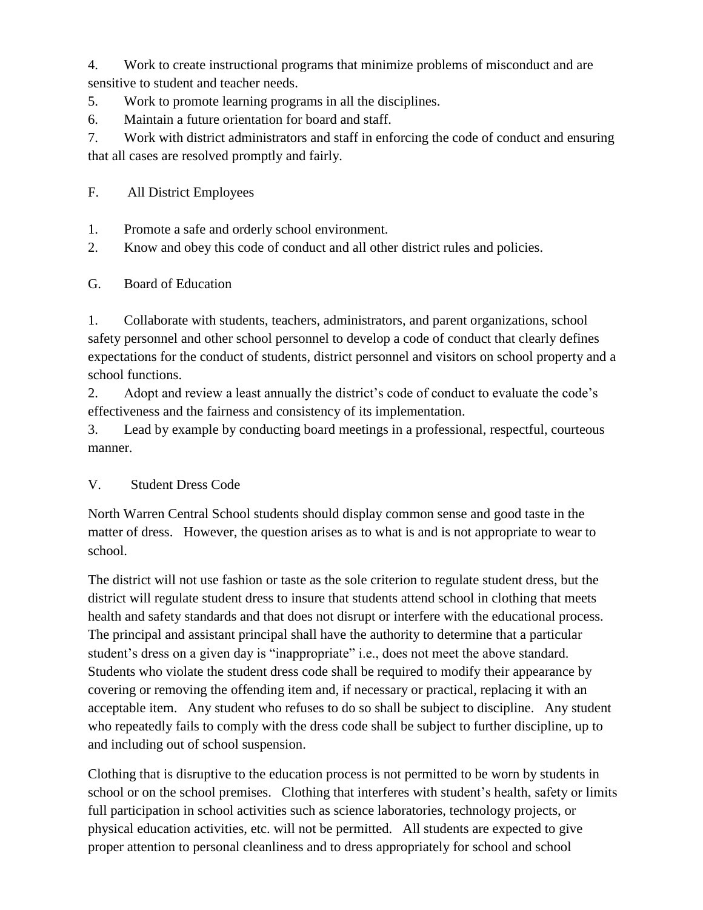4. Work to create instructional programs that minimize problems of misconduct and are sensitive to student and teacher needs.
5. Work to promote learning programs in all the disciplines.
6. Maintain a future orientation for board and staff.
7. Work with district administrators and staff in enforcing the code of conduct and ensuring that all cases are resolved promptly and fairly.

F. All District Employees

1. Promote a safe and orderly school environment.
2. Know and obey this code of conduct and all other district rules and policies.

G. Board of Education

1. Collaborate with students, teachers, administrators, and parent organizations, school safety personnel and other school personnel to develop a code of conduct that clearly defines expectations for the conduct of students, district personnel and visitors on school property and a school functions.
2. Adopt and review a least annually the district's code of conduct to evaluate the code's effectiveness and the fairness and consistency of its implementation.
3. Lead by example by conducting board meetings in a professional, respectful, courteous manner.

## V. Student Dress Code

North Warren Central School students should display common sense and good taste in the matter of dress. However, the question arises as to what is and is not appropriate to wear to school.

The district will not use fashion or taste as the sole criterion to regulate student dress, but the district will regulate student dress to insure that students attend school in clothing that meets health and safety standards and that does not disrupt or interfere with the educational process. The principal and assistant principal shall have the authority to determine that a particular student's dress on a given day is "inappropriate" i.e., does not meet the above standard. Students who violate the student dress code shall be required to modify their appearance by covering or removing the offending item and, if necessary or practical, replacing it with an acceptable item. Any student who refuses to do so shall be subject to discipline. Any student who repeatedly fails to comply with the dress code shall be subject to further discipline, up to and including out of school suspension.

Clothing that is disruptive to the education process is not permitted to be worn by students in school or on the school premises. Clothing that interferes with student's health, safety or limits full participation in school activities such as science laboratories, technology projects, or physical education activities, etc. will not be permitted. All students are expected to give proper attention to personal cleanliness and to dress appropriately for school and school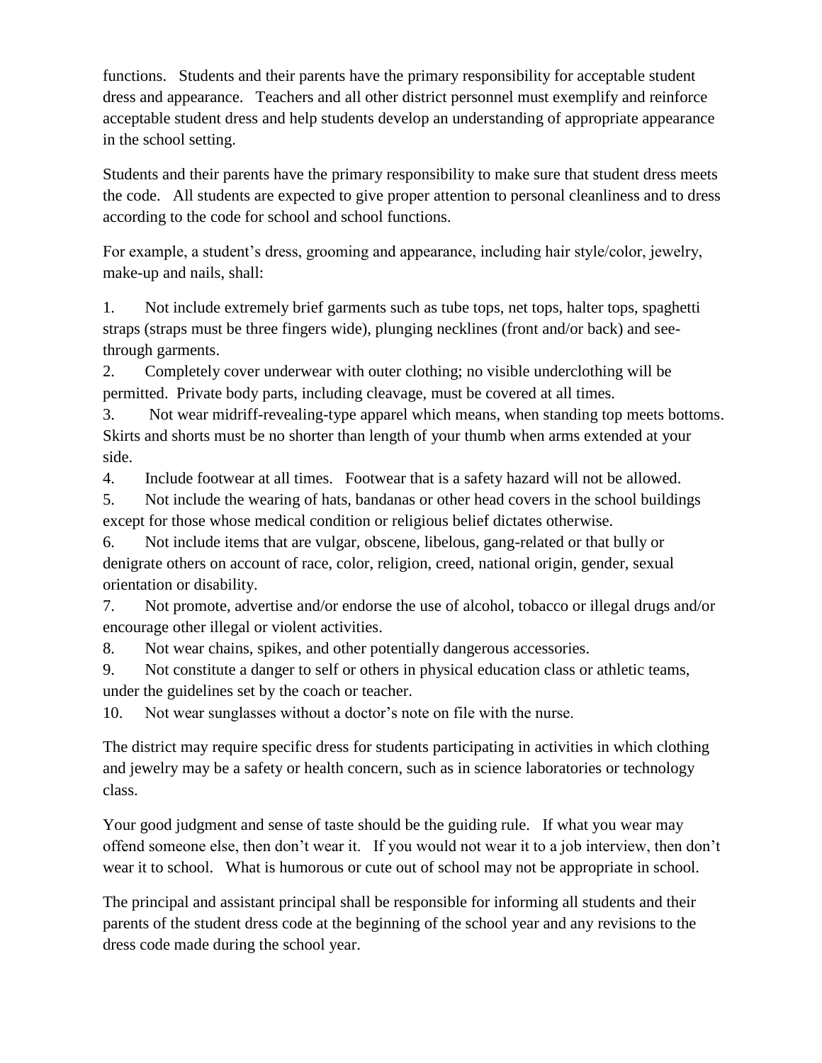functions. Students and their parents have the primary responsibility for acceptable student dress and appearance. Teachers and all other district personnel must exemplify and reinforce acceptable student dress and help students develop an understanding of appropriate appearance in the school setting.

Students and their parents have the primary responsibility to make sure that student dress meets the code. All students are expected to give proper attention to personal cleanliness and to dress according to the code for school and school functions.

For example, a student's dress, grooming and appearance, including hair style/color, jewelry, make-up and nails, shall:

1. Not include extremely brief garments such as tube tops, net tops, halter tops, spaghetti straps (straps must be three fingers wide), plunging necklines (front and/or back) and see-through garments.
2. Completely cover underwear with outer clothing; no visible underclothing will be permitted. Private body parts, including cleavage, must be covered at all times.
3. Not wear midriff-revealing-type apparel which means, when standing top meets bottoms. Skirts and shorts must be no shorter than length of your thumb when arms extended at your side.
4. Include footwear at all times. Footwear that is a safety hazard will not be allowed.
5. Not include the wearing of hats, bandanas or other head covers in the school buildings except for those whose medical condition or religious belief dictates otherwise.
6. Not include items that are vulgar, obscene, libelous, gang-related or that bully or denigrate others on account of race, color, religion, creed, national origin, gender, sexual orientation or disability.
7. Not promote, advertise and/or endorse the use of alcohol, tobacco or illegal drugs and/or encourage other illegal or violent activities.
8. Not wear chains, spikes, and other potentially dangerous accessories.
9. Not constitute a danger to self or others in physical education class or athletic teams, under the guidelines set by the coach or teacher.
10. Not wear sunglasses without a doctor's note on file with the nurse.

The district may require specific dress for students participating in activities in which clothing and jewelry may be a safety or health concern, such as in science laboratories or technology class.

Your good judgment and sense of taste should be the guiding rule. If what you wear may offend someone else, then don't wear it. If you would not wear it to a job interview, then don't wear it to school. What is humorous or cute out of school may not be appropriate in school.

The principal and assistant principal shall be responsible for informing all students and their parents of the student dress code at the beginning of the school year and any revisions to the dress code made during the school year.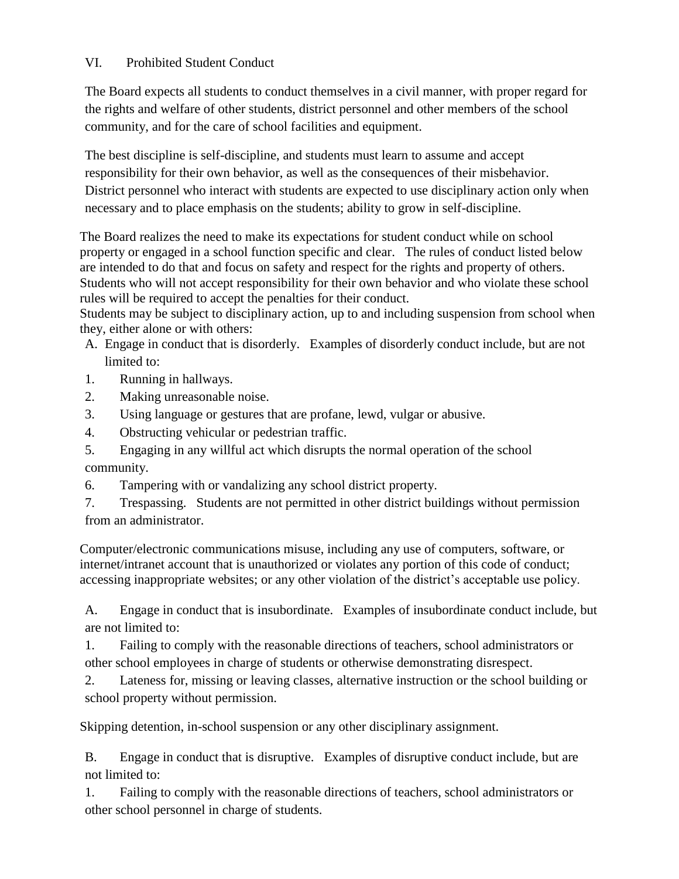## VI. Prohibited Student Conduct

The Board expects all students to conduct themselves in a civil manner, with proper regard for the rights and welfare of other students, district personnel and other members of the school community, and for the care of school facilities and equipment.

The best discipline is self-discipline, and students must learn to assume and accept responsibility for their own behavior, as well as the consequences of their misbehavior. District personnel who interact with students are expected to use disciplinary action only when necessary and to place emphasis on the students; ability to grow in self-discipline.

The Board realizes the need to make its expectations for student conduct while on school property or engaged in a school function specific and clear. The rules of conduct listed below are intended to do that and focus on safety and respect for the rights and property of others. Students who will not accept responsibility for their own behavior and who violate these school rules will be required to accept the penalties for their conduct.

Students may be subject to disciplinary action, up to and including suspension from school when they, either alone or with others:

A. Engage in conduct that is disorderly. Examples of disorderly conduct include, but are not limited to:

1. Running in hallways.
2. Making unreasonable noise.
3. Using language or gestures that are profane, lewd, vulgar or abusive.
4. Obstructing vehicular or pedestrian traffic.
5. Engaging in any willful act which disrupts the normal operation of the school community.
6. Tampering with or vandalizing any school district property.
7. Trespassing. Students are not permitted in other district buildings without permission from an administrator.

Computer/electronic communications misuse, including any use of computers, software, or internet/intranet account that is unauthorized or violates any portion of this code of conduct; accessing inappropriate websites; or any other violation of the district's acceptable use policy.

A. Engage in conduct that is insubordinate. Examples of insubordinate conduct include, but are not limited to:

1. Failing to comply with the reasonable directions of teachers, school administrators or other school employees in charge of students or otherwise demonstrating disrespect.
2. Lateness for, missing or leaving classes, alternative instruction or the school building or school property without permission.

Skipping detention, in-school suspension or any other disciplinary assignment.

B. Engage in conduct that is disruptive. Examples of disruptive conduct include, but are not limited to:

1. Failing to comply with the reasonable directions of teachers, school administrators or other school personnel in charge of students.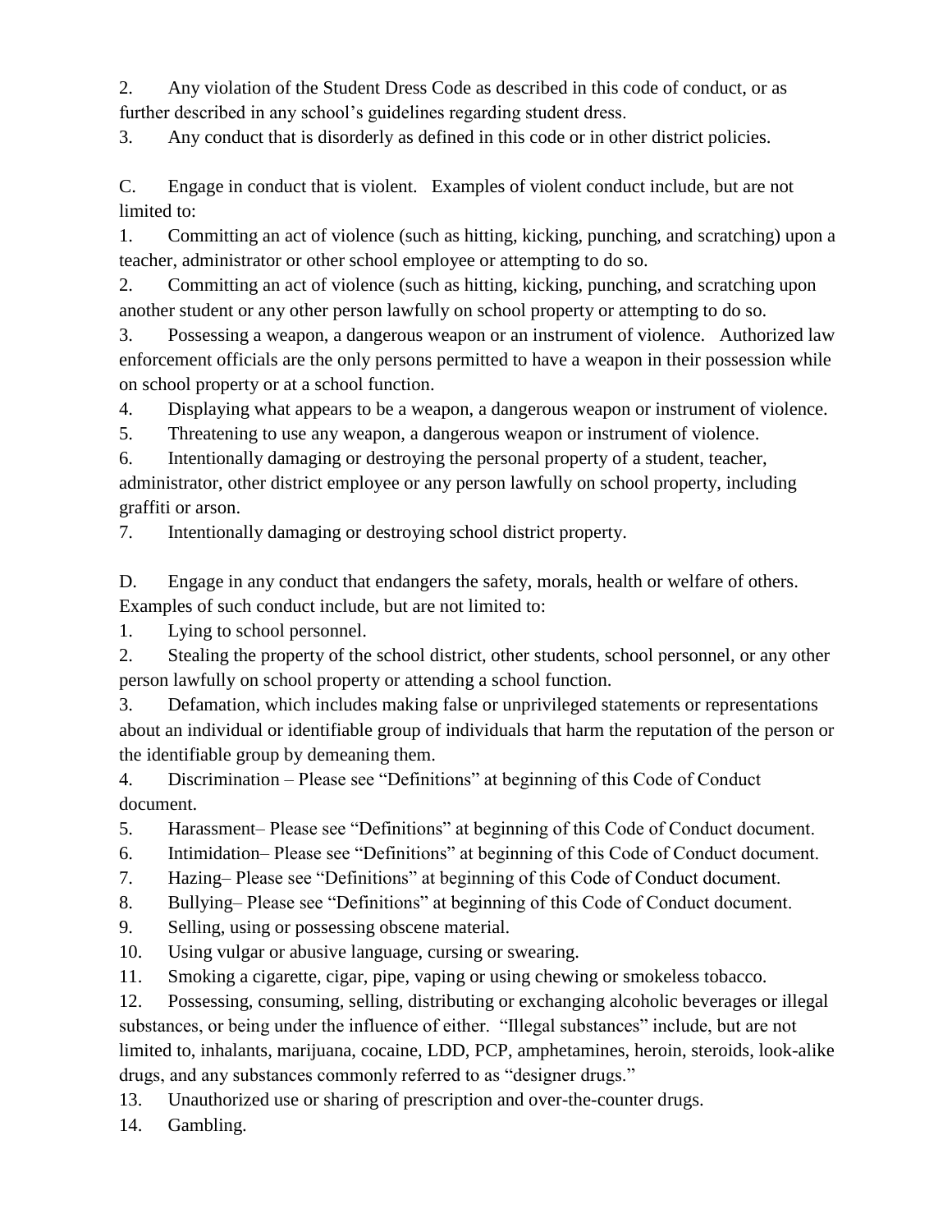2. Any violation of the Student Dress Code as described in this code of conduct, or as further described in any school's guidelines regarding student dress.

3. Any conduct that is disorderly as defined in this code or in other district policies.

C. Engage in conduct that is violent. Examples of violent conduct include, but are not limited to:

1. Committing an act of violence (such as hitting, kicking, punching, and scratching) upon a teacher, administrator or other school employee or attempting to do so.

2. Committing an act of violence (such as hitting, kicking, punching, and scratching upon another student or any other person lawfully on school property or attempting to do so.

3. Possessing a weapon, a dangerous weapon or an instrument of violence. Authorized law enforcement officials are the only persons permitted to have a weapon in their possession while on school property or at a school function.

4. Displaying what appears to be a weapon, a dangerous weapon or instrument of violence.

5. Threatening to use any weapon, a dangerous weapon or instrument of violence.

6. Intentionally damaging or destroying the personal property of a student, teacher, administrator, other district employee or any person lawfully on school property, including graffiti or arson.

7. Intentionally damaging or destroying school district property.

D. Engage in any conduct that endangers the safety, morals, health or welfare of others. Examples of such conduct include, but are not limited to:

1. Lying to school personnel.

2. Stealing the property of the school district, other students, school personnel, or any other person lawfully on school property or attending a school function.

3. Defamation, which includes making false or unprivileged statements or representations about an individual or identifiable group of individuals that harm the reputation of the person or the identifiable group by demeaning them.

4. Discrimination – Please see "Definitions" at beginning of this Code of Conduct document.

5. Harassment– Please see "Definitions" at beginning of this Code of Conduct document.

6. Intimidation– Please see "Definitions" at beginning of this Code of Conduct document.

7. Hazing– Please see "Definitions" at beginning of this Code of Conduct document.

8. Bullying– Please see "Definitions" at beginning of this Code of Conduct document.

9. Selling, using or possessing obscene material.

10. Using vulgar or abusive language, cursing or swearing.

11. Smoking a cigarette, cigar, pipe, vaping or using chewing or smokeless tobacco.

12. Possessing, consuming, selling, distributing or exchanging alcoholic beverages or illegal substances, or being under the influence of either. "Illegal substances" include, but are not limited to, inhalants, marijuana, cocaine, LDD, PCP, amphetamines, heroin, steroids, look-alike drugs, and any substances commonly referred to as "designer drugs."

13. Unauthorized use or sharing of prescription and over-the-counter drugs.

14. Gambling.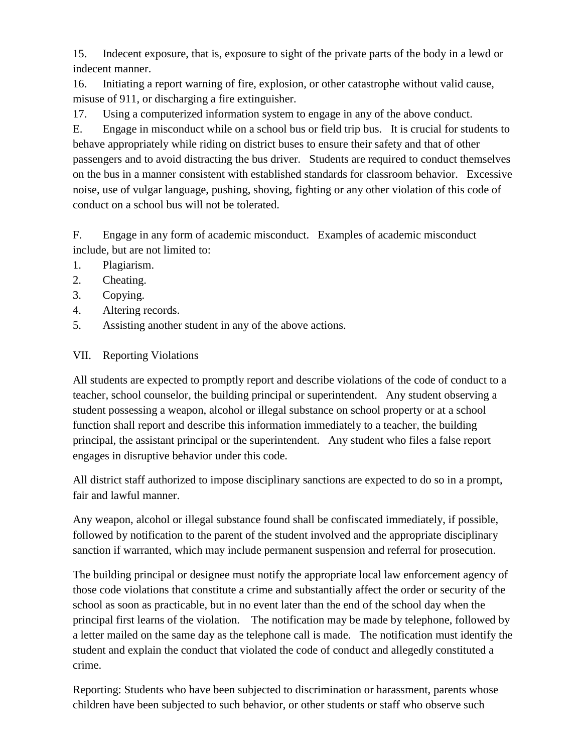15. Indecent exposure, that is, exposure to sight of the private parts of the body in a lewd or indecent manner.

16. Initiating a report warning of fire, explosion, or other catastrophe without valid cause, misuse of 911, or discharging a fire extinguisher.

17. Using a computerized information system to engage in any of the above conduct.

E. Engage in misconduct while on a school bus or field trip bus. It is crucial for students to behave appropriately while riding on district buses to ensure their safety and that of other passengers and to avoid distracting the bus driver. Students are required to conduct themselves on the bus in a manner consistent with established standards for classroom behavior. Excessive noise, use of vulgar language, pushing, shoving, fighting or any other violation of this code of conduct on a school bus will not be tolerated.

F. Engage in any form of academic misconduct. Examples of academic misconduct include, but are not limited to:

1. Plagiarism.
2. Cheating.
3. Copying.
4. Altering records.
5. Assisting another student in any of the above actions.

## VII. Reporting Violations

All students are expected to promptly report and describe violations of the code of conduct to a teacher, school counselor, the building principal or superintendent. Any student observing a student possessing a weapon, alcohol or illegal substance on school property or at a school function shall report and describe this information immediately to a teacher, the building principal, the assistant principal or the superintendent. Any student who files a false report engages in disruptive behavior under this code.

All district staff authorized to impose disciplinary sanctions are expected to do so in a prompt, fair and lawful manner.

Any weapon, alcohol or illegal substance found shall be confiscated immediately, if possible, followed by notification to the parent of the student involved and the appropriate disciplinary sanction if warranted, which may include permanent suspension and referral for prosecution.

The building principal or designee must notify the appropriate local law enforcement agency of those code violations that constitute a crime and substantially affect the order or security of the school as soon as practicable, but in no event later than the end of the school day when the principal first learns of the violation. The notification may be made by telephone, followed by a letter mailed on the same day as the telephone call is made. The notification must identify the student and explain the conduct that violated the code of conduct and allegedly constituted a crime.

Reporting: Students who have been subjected to discrimination or harassment, parents whose children have been subjected to such behavior, or other students or staff who observe such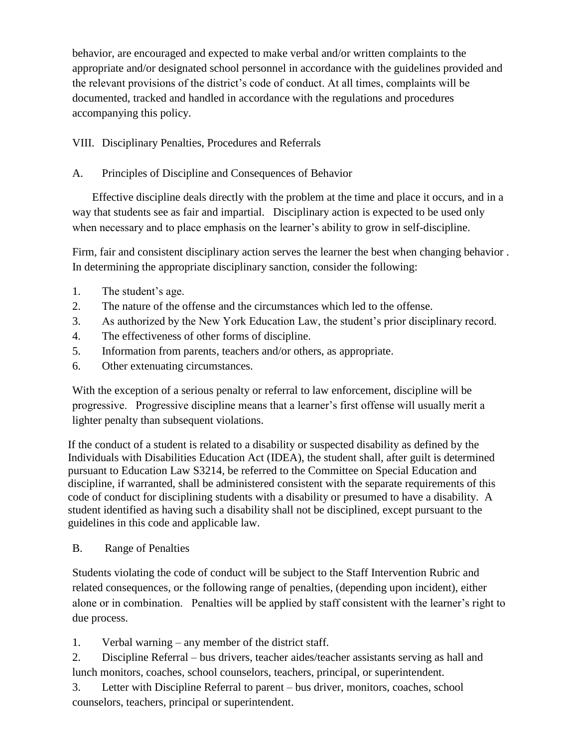behavior, are encouraged and expected to make verbal and/or written complaints to the appropriate and/or designated school personnel in accordance with the guidelines provided and the relevant provisions of the district's code of conduct. At all times, complaints will be documented, tracked and handled in accordance with the regulations and procedures accompanying this policy.

## VIII. Disciplinary Penalties, Procedures and Referrals

### A. Principles of Discipline and Consequences of Behavior

Effective discipline deals directly with the problem at the time and place it occurs, and in a way that students see as fair and impartial. Disciplinary action is expected to be used only when necessary and to place emphasis on the learner's ability to grow in self-discipline.

Firm, fair and consistent disciplinary action serves the learner the best when changing behavior . In determining the appropriate disciplinary sanction, consider the following:

1. The student's age.
2. The nature of the offense and the circumstances which led to the offense.
3. As authorized by the New York Education Law, the student's prior disciplinary record.
4. The effectiveness of other forms of discipline.
5. Information from parents, teachers and/or others, as appropriate.
6. Other extenuating circumstances.

With the exception of a serious penalty or referral to law enforcement, discipline will be progressive. Progressive discipline means that a learner's first offense will usually merit a lighter penalty than subsequent violations.

If the conduct of a student is related to a disability or suspected disability as defined by the Individuals with Disabilities Education Act (IDEA), the student shall, after guilt is determined pursuant to Education Law S3214, be referred to the Committee on Special Education and discipline, if warranted, shall be administered consistent with the separate requirements of this code of conduct for disciplining students with a disability or presumed to have a disability. A student identified as having such a disability shall not be disciplined, except pursuant to the guidelines in this code and applicable law.

### B. Range of Penalties

Students violating the code of conduct will be subject to the Staff Intervention Rubric and related consequences, or the following range of penalties, (depending upon incident), either alone or in combination. Penalties will be applied by staff consistent with the learner's right to due process.

1. Verbal warning – any member of the district staff.
2. Discipline Referral – bus drivers, teacher aides/teacher assistants serving as hall and lunch monitors, coaches, school counselors, teachers, principal, or superintendent.
3. Letter with Discipline Referral to parent – bus driver, monitors, coaches, school counselors, teachers, principal or superintendent.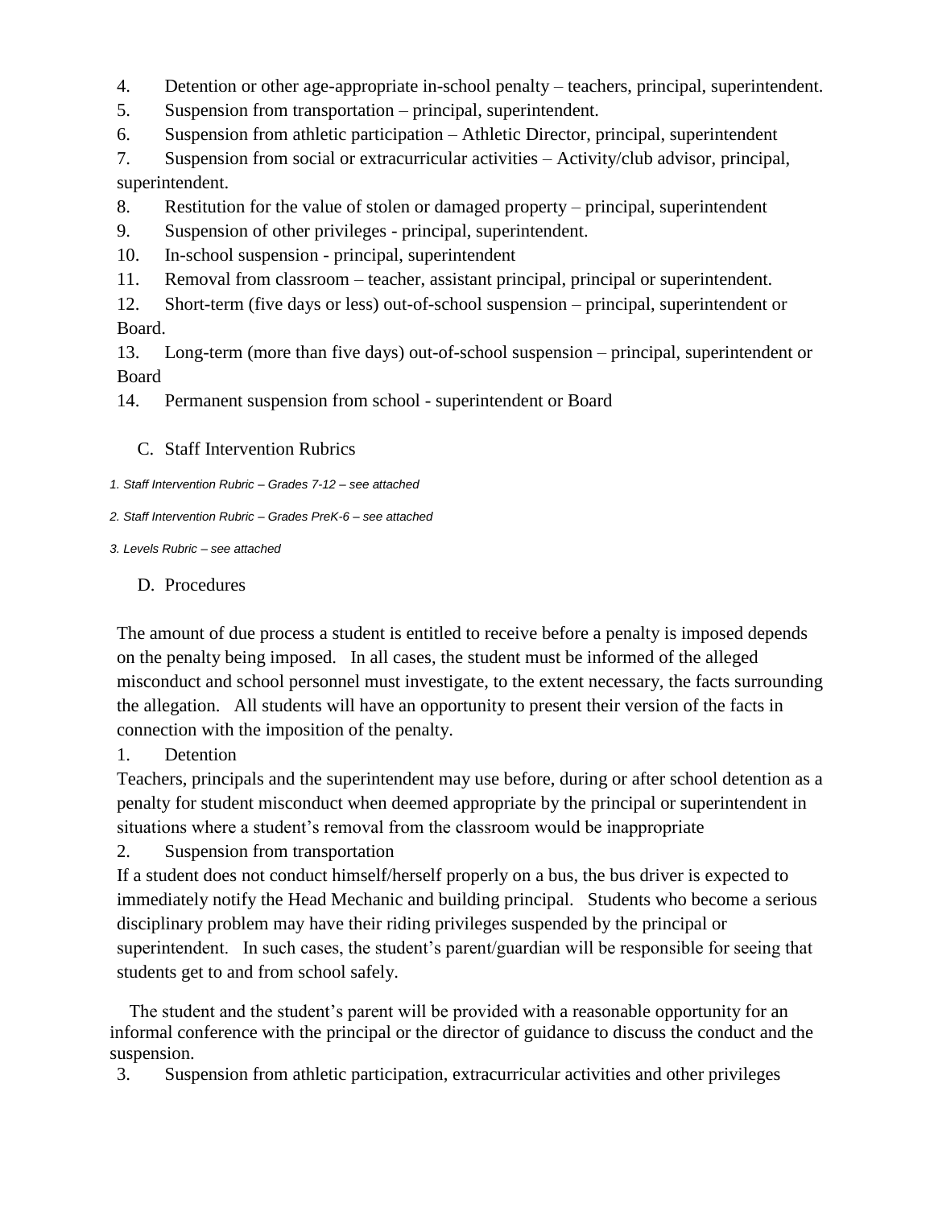4. Detention or other age-appropriate in-school penalty – teachers, principal, superintendent.
5. Suspension from transportation – principal, superintendent.
6. Suspension from athletic participation – Athletic Director, principal, superintendent
7. Suspension from social or extracurricular activities – Activity/club advisor, principal, superintendent.
8. Restitution for the value of stolen or damaged property – principal, superintendent
9. Suspension of other privileges - principal, superintendent.
10. In-school suspension - principal, superintendent
11. Removal from classroom – teacher, assistant principal, principal or superintendent.
12. Short-term (five days or less) out-of-school suspension – principal, superintendent or Board.
13. Long-term (more than five days) out-of-school suspension – principal, superintendent or Board
14. Permanent suspension from school - superintendent or Board

C. Staff Intervention Rubrics

*1. Staff Intervention Rubric – Grades 7-12 – see attached*

*2. Staff Intervention Rubric – Grades PreK-6 – see attached*

*3. Levels Rubric – see attached*

D. Procedures

The amount of due process a student is entitled to receive before a penalty is imposed depends on the penalty being imposed. In all cases, the student must be informed of the alleged misconduct and school personnel must investigate, to the extent necessary, the facts surrounding the allegation. All students will have an opportunity to present their version of the facts in connection with the imposition of the penalty.

1. Detention

Teachers, principals and the superintendent may use before, during or after school detention as a penalty for student misconduct when deemed appropriate by the principal or superintendent in situations where a student's removal from the classroom would be inappropriate

2. Suspension from transportation

If a student does not conduct himself/herself properly on a bus, the bus driver is expected to immediately notify the Head Mechanic and building principal. Students who become a serious disciplinary problem may have their riding privileges suspended by the principal or superintendent. In such cases, the student's parent/guardian will be responsible for seeing that students get to and from school safely.

The student and the student's parent will be provided with a reasonable opportunity for an informal conference with the principal or the director of guidance to discuss the conduct and the suspension.

3. Suspension from athletic participation, extracurricular activities and other privileges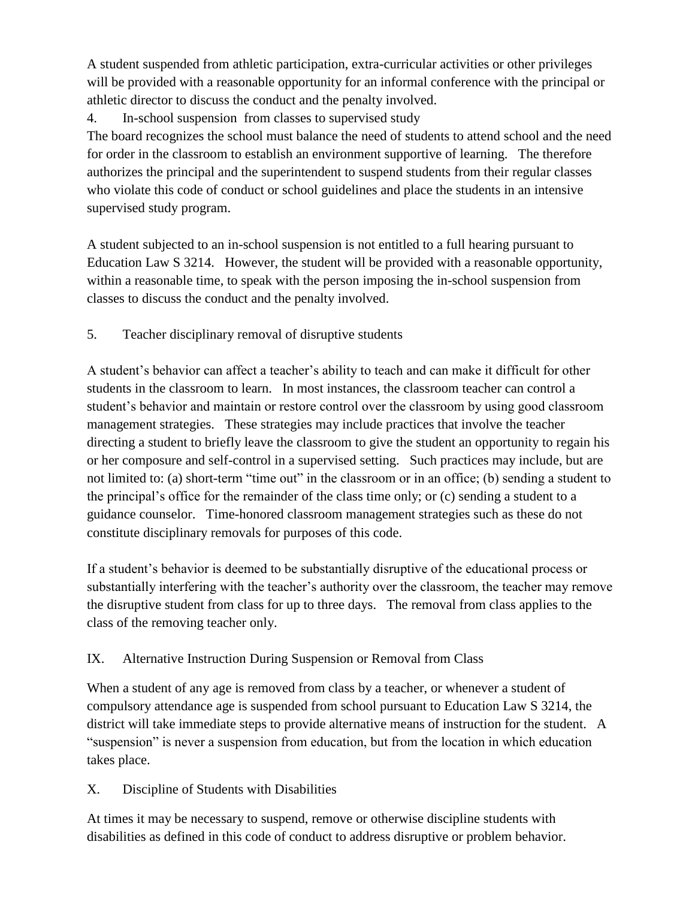A student suspended from athletic participation, extra-curricular activities or other privileges will be provided with a reasonable opportunity for an informal conference with the principal or athletic director to discuss the conduct and the penalty involved.

4. In-school suspension from classes to supervised study

The board recognizes the school must balance the need of students to attend school and the need for order in the classroom to establish an environment supportive of learning. The therefore authorizes the principal and the superintendent to suspend students from their regular classes who violate this code of conduct or school guidelines and place the students in an intensive supervised study program.

A student subjected to an in-school suspension is not entitled to a full hearing pursuant to Education Law S 3214. However, the student will be provided with a reasonable opportunity, within a reasonable time, to speak with the person imposing the in-school suspension from classes to discuss the conduct and the penalty involved.

5. Teacher disciplinary removal of disruptive students

A student's behavior can affect a teacher's ability to teach and can make it difficult for other students in the classroom to learn. In most instances, the classroom teacher can control a student's behavior and maintain or restore control over the classroom by using good classroom management strategies. These strategies may include practices that involve the teacher directing a student to briefly leave the classroom to give the student an opportunity to regain his or her composure and self-control in a supervised setting. Such practices may include, but are not limited to: (a) short-term "time out" in the classroom or in an office; (b) sending a student to the principal's office for the remainder of the class time only; or (c) sending a student to a guidance counselor. Time-honored classroom management strategies such as these do not constitute disciplinary removals for purposes of this code.

If a student's behavior is deemed to be substantially disruptive of the educational process or substantially interfering with the teacher's authority over the classroom, the teacher may remove the disruptive student from class for up to three days. The removal from class applies to the class of the removing teacher only.

## IX. Alternative Instruction During Suspension or Removal from Class

When a student of any age is removed from class by a teacher, or whenever a student of compulsory attendance age is suspended from school pursuant to Education Law S 3214, the district will take immediate steps to provide alternative means of instruction for the student. A "suspension" is never a suspension from education, but from the location in which education takes place.

## X. Discipline of Students with Disabilities

At times it may be necessary to suspend, remove or otherwise discipline students with disabilities as defined in this code of conduct to address disruptive or problem behavior.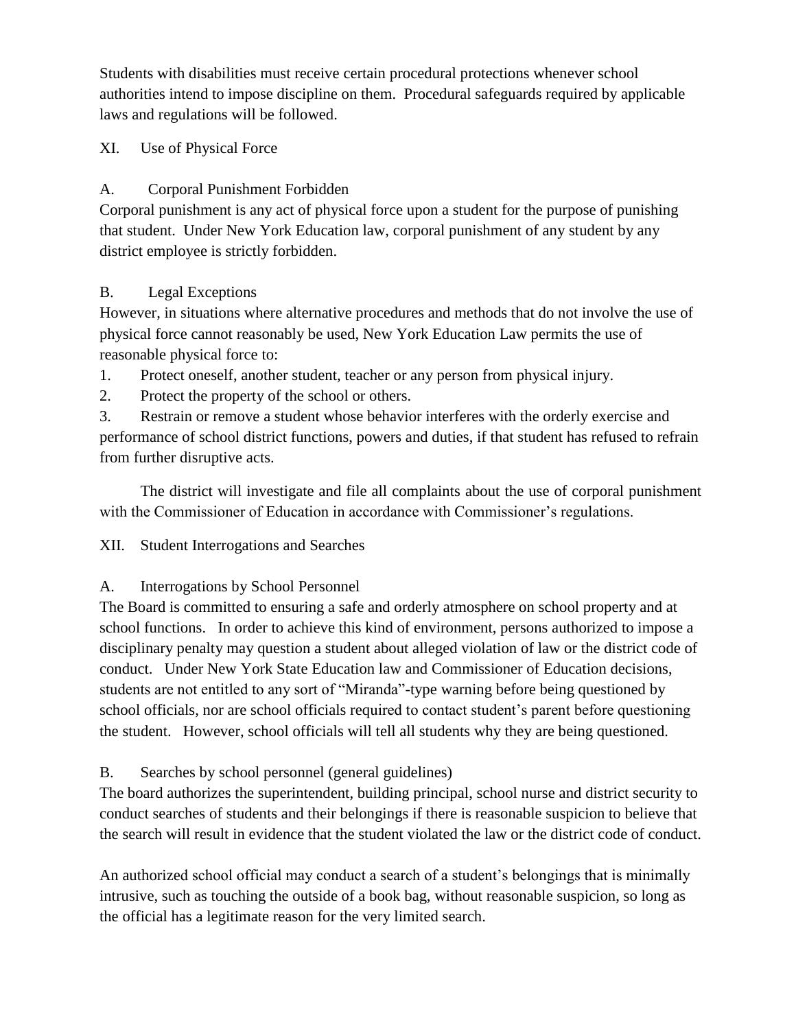Students with disabilities must receive certain procedural protections whenever school authorities intend to impose discipline on them. Procedural safeguards required by applicable laws and regulations will be followed.

## XI. Use of Physical Force

### A. Corporal Punishment Forbidden

Corporal punishment is any act of physical force upon a student for the purpose of punishing that student. Under New York Education law, corporal punishment of any student by any district employee is strictly forbidden.

### B. Legal Exceptions

However, in situations where alternative procedures and methods that do not involve the use of physical force cannot reasonably be used, New York Education Law permits the use of reasonable physical force to:

1. Protect oneself, another student, teacher or any person from physical injury.
2. Protect the property of the school or others.
3. Restrain or remove a student whose behavior interferes with the orderly exercise and performance of school district functions, powers and duties, if that student has refused to refrain from further disruptive acts.

The district will investigate and file all complaints about the use of corporal punishment with the Commissioner of Education in accordance with Commissioner's regulations.

## XII. Student Interrogations and Searches

### A. Interrogations by School Personnel

The Board is committed to ensuring a safe and orderly atmosphere on school property and at school functions. In order to achieve this kind of environment, persons authorized to impose a disciplinary penalty may question a student about alleged violation of law or the district code of conduct. Under New York State Education law and Commissioner of Education decisions, students are not entitled to any sort of "Miranda"-type warning before being questioned by school officials, nor are school officials required to contact student's parent before questioning the student. However, school officials will tell all students why they are being questioned.

### B. Searches by school personnel (general guidelines)

The board authorizes the superintendent, building principal, school nurse and district security to conduct searches of students and their belongings if there is reasonable suspicion to believe that the search will result in evidence that the student violated the law or the district code of conduct.

An authorized school official may conduct a search of a student's belongings that is minimally intrusive, such as touching the outside of a book bag, without reasonable suspicion, so long as the official has a legitimate reason for the very limited search.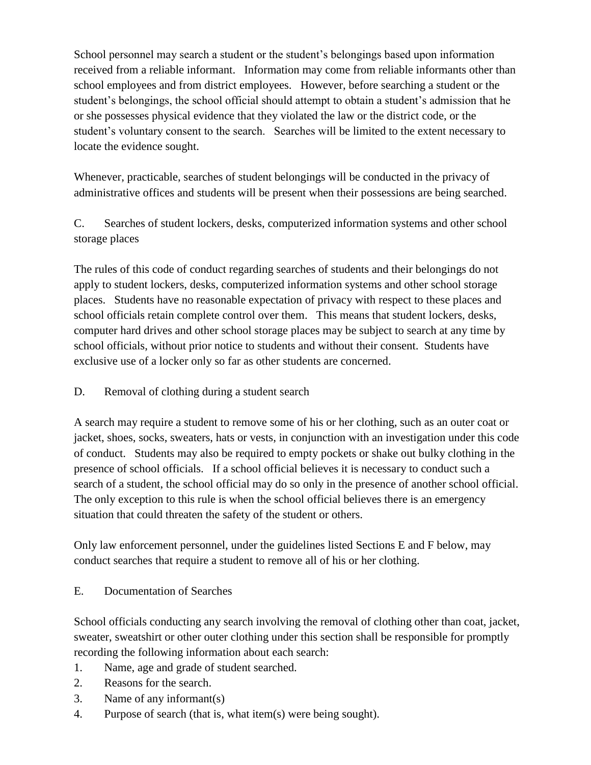School personnel may search a student or the student's belongings based upon information received from a reliable informant. Information may come from reliable informants other than school employees and from district employees. However, before searching a student or the student's belongings, the school official should attempt to obtain a student's admission that he or she possesses physical evidence that they violated the law or the district code, or the student's voluntary consent to the search. Searches will be limited to the extent necessary to locate the evidence sought.

Whenever, practicable, searches of student belongings will be conducted in the privacy of administrative offices and students will be present when their possessions are being searched.

C. Searches of student lockers, desks, computerized information systems and other school storage places

The rules of this code of conduct regarding searches of students and their belongings do not apply to student lockers, desks, computerized information systems and other school storage places. Students have no reasonable expectation of privacy with respect to these places and school officials retain complete control over them. This means that student lockers, desks, computer hard drives and other school storage places may be subject to search at any time by school officials, without prior notice to students and without their consent. Students have exclusive use of a locker only so far as other students are concerned.

D. Removal of clothing during a student search

A search may require a student to remove some of his or her clothing, such as an outer coat or jacket, shoes, socks, sweaters, hats or vests, in conjunction with an investigation under this code of conduct. Students may also be required to empty pockets or shake out bulky clothing in the presence of school officials. If a school official believes it is necessary to conduct such a search of a student, the school official may do so only in the presence of another school official. The only exception to this rule is when the school official believes there is an emergency situation that could threaten the safety of the student or others.

Only law enforcement personnel, under the guidelines listed Sections E and F below, may conduct searches that require a student to remove all of his or her clothing.

E. Documentation of Searches

School officials conducting any search involving the removal of clothing other than coat, jacket, sweater, sweatshirt or other outer clothing under this section shall be responsible for promptly recording the following information about each search:

1. Name, age and grade of student searched.
2. Reasons for the search.
3. Name of any informant(s)
4. Purpose of search (that is, what item(s) were being sought).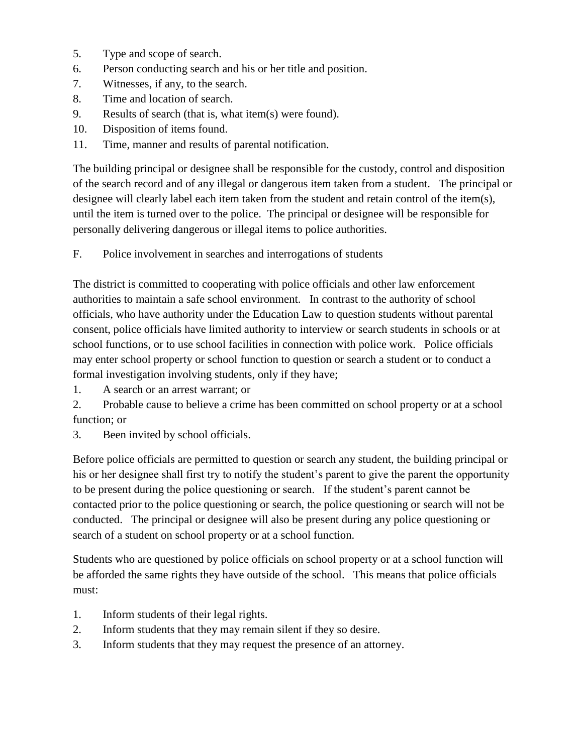5. Type and scope of search.
6. Person conducting search and his or her title and position.
7. Witnesses, if any, to the search.
8. Time and location of search.
9. Results of search (that is, what item(s) were found).
10. Disposition of items found.
11. Time, manner and results of parental notification.

The building principal or designee shall be responsible for the custody, control and disposition of the search record and of any illegal or dangerous item taken from a student. The principal or designee will clearly label each item taken from the student and retain control of the item(s), until the item is turned over to the police. The principal or designee will be responsible for personally delivering dangerous or illegal items to police authorities.

F. Police involvement in searches and interrogations of students

The district is committed to cooperating with police officials and other law enforcement authorities to maintain a safe school environment. In contrast to the authority of school officials, who have authority under the Education Law to question students without parental consent, police officials have limited authority to interview or search students in schools or at school functions, or to use school facilities in connection with police work. Police officials may enter school property or school function to question or search a student or to conduct a formal investigation involving students, only if they have;

1. A search or an arrest warrant; or
2. Probable cause to believe a crime has been committed on school property or at a school function; or
3. Been invited by school officials.

Before police officials are permitted to question or search any student, the building principal or his or her designee shall first try to notify the student's parent to give the parent the opportunity to be present during the police questioning or search. If the student's parent cannot be contacted prior to the police questioning or search, the police questioning or search will not be conducted. The principal or designee will also be present during any police questioning or search of a student on school property or at a school function.

Students who are questioned by police officials on school property or at a school function will be afforded the same rights they have outside of the school. This means that police officials must:

1. Inform students of their legal rights.
2. Inform students that they may remain silent if they so desire.
3. Inform students that they may request the presence of an attorney.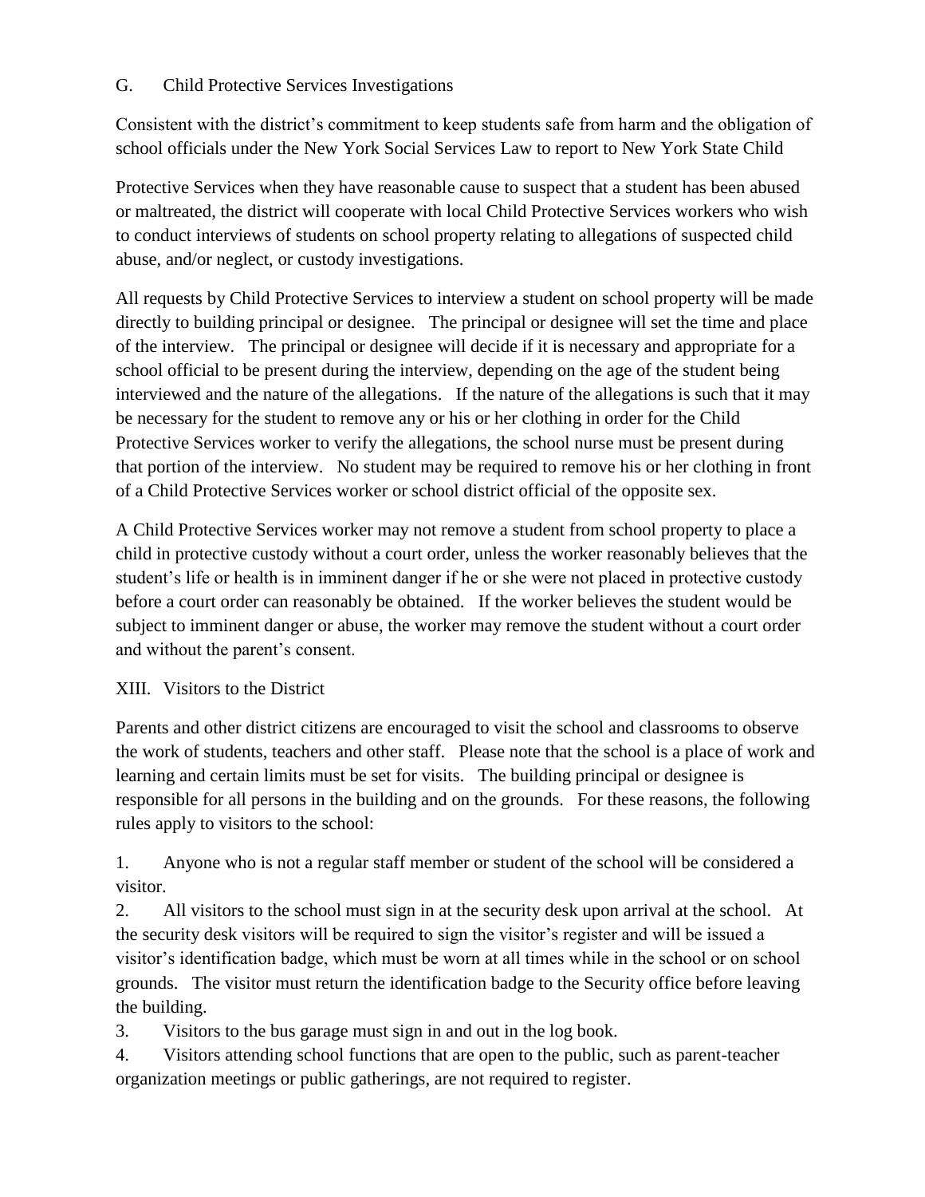### G. Child Protective Services Investigations

Consistent with the district's commitment to keep students safe from harm and the obligation of school officials under the New York Social Services Law to report to New York State Child

Protective Services when they have reasonable cause to suspect that a student has been abused or maltreated, the district will cooperate with local Child Protective Services workers who wish to conduct interviews of students on school property relating to allegations of suspected child abuse, and/or neglect, or custody investigations.

All requests by Child Protective Services to interview a student on school property will be made directly to building principal or designee. The principal or designee will set the time and place of the interview. The principal or designee will decide if it is necessary and appropriate for a school official to be present during the interview, depending on the age of the student being interviewed and the nature of the allegations. If the nature of the allegations is such that it may be necessary for the student to remove any or his or her clothing in order for the Child Protective Services worker to verify the allegations, the school nurse must be present during that portion of the interview. No student may be required to remove his or her clothing in front of a Child Protective Services worker or school district official of the opposite sex.

A Child Protective Services worker may not remove a student from school property to place a child in protective custody without a court order, unless the worker reasonably believes that the student's life or health is in imminent danger if he or she were not placed in protective custody before a court order can reasonably be obtained. If the worker believes the student would be subject to imminent danger or abuse, the worker may remove the student without a court order and without the parent's consent.

## XIII. Visitors to the District

Parents and other district citizens are encouraged to visit the school and classrooms to observe the work of students, teachers and other staff. Please note that the school is a place of work and learning and certain limits must be set for visits. The building principal or designee is responsible for all persons in the building and on the grounds. For these reasons, the following rules apply to visitors to the school:

1. Anyone who is not a regular staff member or student of the school will be considered a visitor.
2. All visitors to the school must sign in at the security desk upon arrival at the school. At the security desk visitors will be required to sign the visitor's register and will be issued a visitor's identification badge, which must be worn at all times while in the school or on school grounds. The visitor must return the identification badge to the Security office before leaving the building.
3. Visitors to the bus garage must sign in and out in the log book.
4. Visitors attending school functions that are open to the public, such as parent-teacher organization meetings or public gatherings, are not required to register.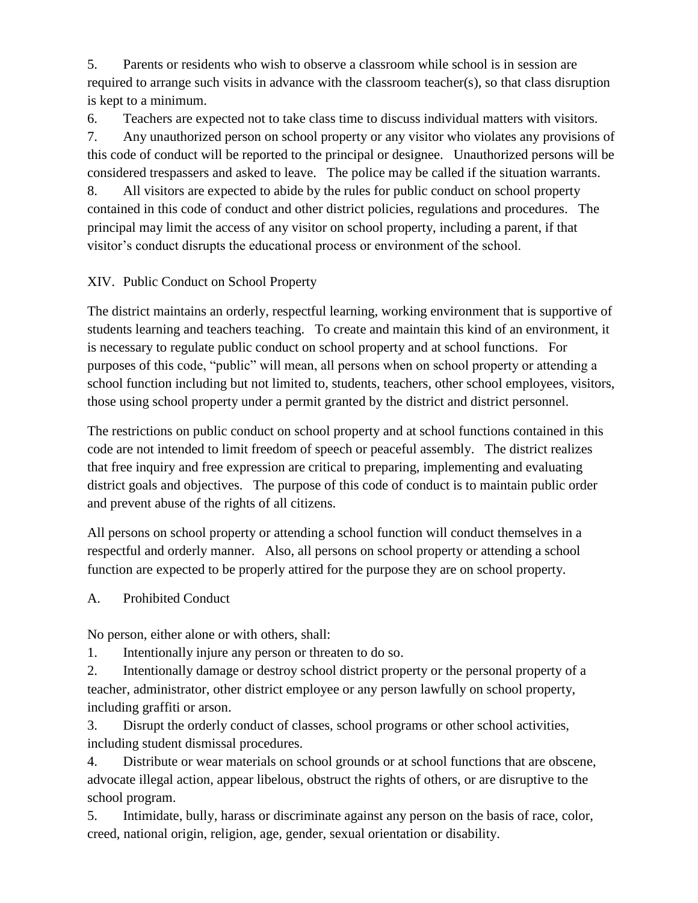5. Parents or residents who wish to observe a classroom while school is in session are required to arrange such visits in advance with the classroom teacher(s), so that class disruption is kept to a minimum.

6. Teachers are expected not to take class time to discuss individual matters with visitors.

7. Any unauthorized person on school property or any visitor who violates any provisions of this code of conduct will be reported to the principal or designee. Unauthorized persons will be considered trespassers and asked to leave. The police may be called if the situation warrants.

8. All visitors are expected to abide by the rules for public conduct on school property contained in this code of conduct and other district policies, regulations and procedures. The principal may limit the access of any visitor on school property, including a parent, if that visitor's conduct disrupts the educational process or environment of the school.

## XIV. Public Conduct on School Property

The district maintains an orderly, respectful learning, working environment that is supportive of students learning and teachers teaching. To create and maintain this kind of an environment, it is necessary to regulate public conduct on school property and at school functions. For purposes of this code, "public" will mean, all persons when on school property or attending a school function including but not limited to, students, teachers, other school employees, visitors, those using school property under a permit granted by the district and district personnel.

The restrictions on public conduct on school property and at school functions contained in this code are not intended to limit freedom of speech or peaceful assembly. The district realizes that free inquiry and free expression are critical to preparing, implementing and evaluating district goals and objectives. The purpose of this code of conduct is to maintain public order and prevent abuse of the rights of all citizens.

All persons on school property or attending a school function will conduct themselves in a respectful and orderly manner. Also, all persons on school property or attending a school function are expected to be properly attired for the purpose they are on school property.

### A. Prohibited Conduct

No person, either alone or with others, shall:

1. Intentionally injure any person or threaten to do so.
2. Intentionally damage or destroy school district property or the personal property of a teacher, administrator, other district employee or any person lawfully on school property, including graffiti or arson.
3. Disrupt the orderly conduct of classes, school programs or other school activities, including student dismissal procedures.
4. Distribute or wear materials on school grounds or at school functions that are obscene, advocate illegal action, appear libelous, obstruct the rights of others, or are disruptive to the school program.
5. Intimidate, bully, harass or discriminate against any person on the basis of race, color, creed, national origin, religion, age, gender, sexual orientation or disability.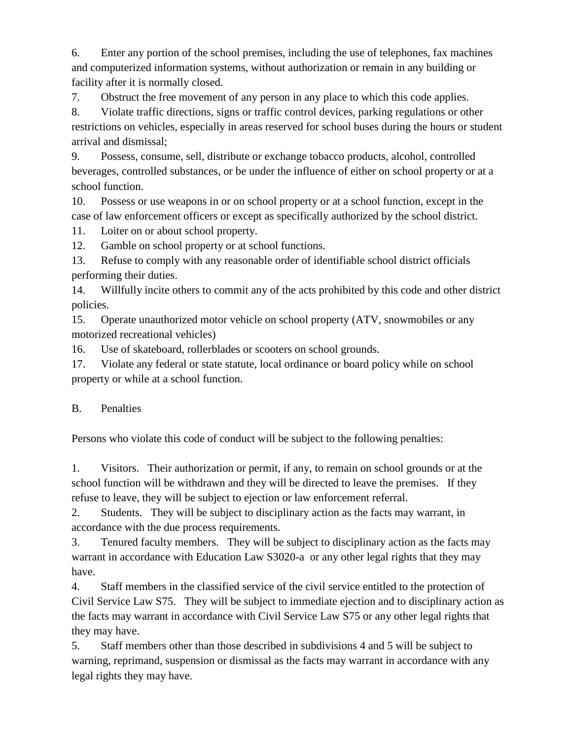6. Enter any portion of the school premises, including the use of telephones, fax machines and computerized information systems, without authorization or remain in any building or facility after it is normally closed.
7. Obstruct the free movement of any person in any place to which this code applies.
8. Violate traffic directions, signs or traffic control devices, parking regulations or other restrictions on vehicles, especially in areas reserved for school buses during the hours or student arrival and dismissal;
9. Possess, consume, sell, distribute or exchange tobacco products, alcohol, controlled beverages, controlled substances, or be under the influence of either on school property or at a school function.
10. Possess or use weapons in or on school property or at a school function, except in the case of law enforcement officers or except as specifically authorized by the school district.
11. Loiter on or about school property.
12. Gamble on school property or at school functions.
13. Refuse to comply with any reasonable order of identifiable school district officials performing their duties.
14. Willfully incite others to commit any of the acts prohibited by this code and other district policies.
15. Operate unauthorized motor vehicle on school property (ATV, snowmobiles or any motorized recreational vehicles)
16. Use of skateboard, rollerblades or scooters on school grounds.
17. Violate any federal or state statute, local ordinance or board policy while on school property or while at a school function.

B. Penalties

Persons who violate this code of conduct will be subject to the following penalties:

1. Visitors. Their authorization or permit, if any, to remain on school grounds or at the school function will be withdrawn and they will be directed to leave the premises. If they refuse to leave, they will be subject to ejection or law enforcement referral.
2. Students. They will be subject to disciplinary action as the facts may warrant, in accordance with the due process requirements.
3. Tenured faculty members. They will be subject to disciplinary action as the facts may warrant in accordance with Education Law S3020-a or any other legal rights that they may have.
4. Staff members in the classified service of the civil service entitled to the protection of Civil Service Law S75. They will be subject to immediate ejection and to disciplinary action as the facts may warrant in accordance with Civil Service Law S75 or any other legal rights that they may have.
5. Staff members other than those described in subdivisions 4 and 5 will be subject to warning, reprimand, suspension or dismissal as the facts may warrant in accordance with any legal rights they may have.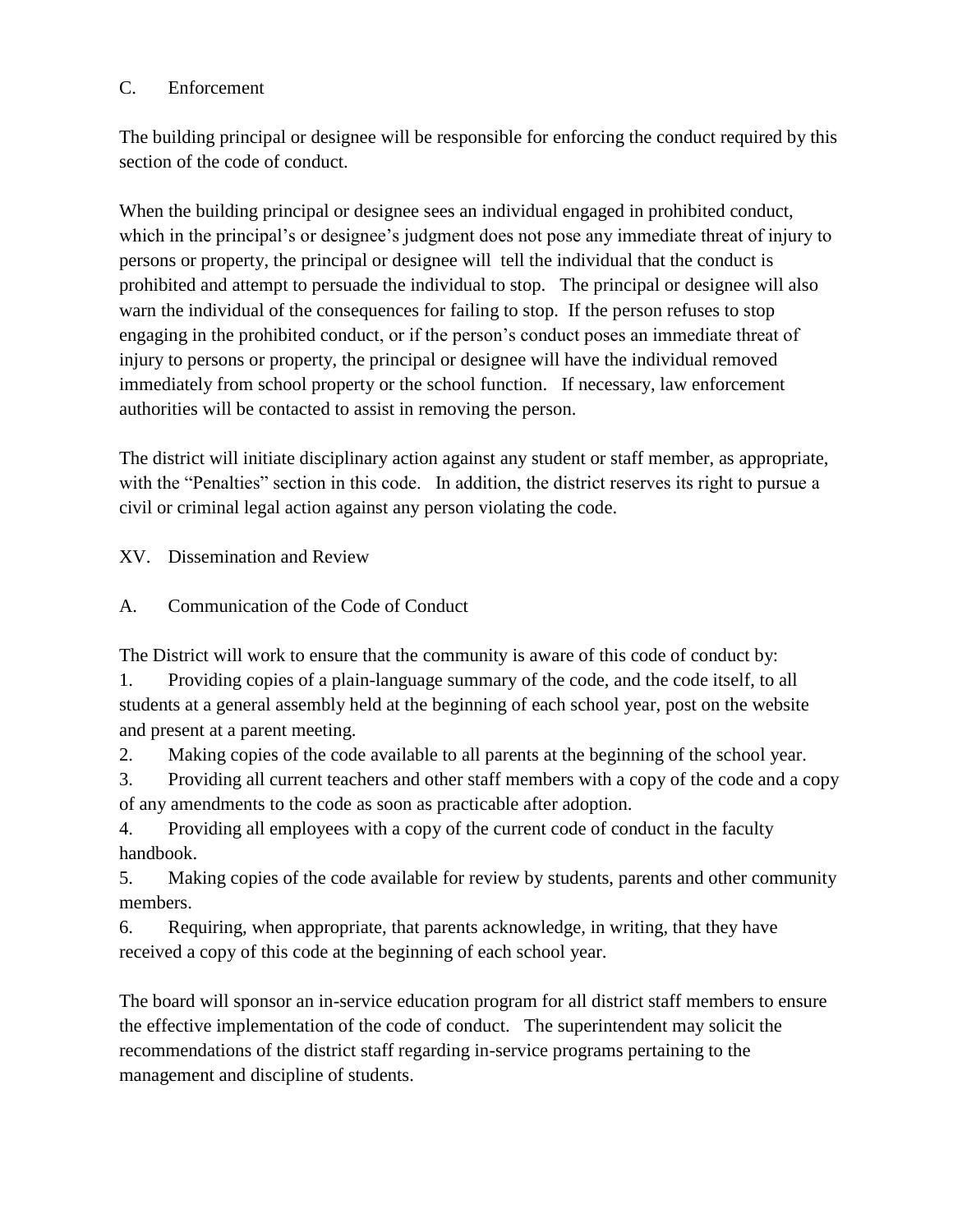### C. Enforcement

The building principal or designee will be responsible for enforcing the conduct required by this section of the code of conduct.

When the building principal or designee sees an individual engaged in prohibited conduct, which in the principal's or designee's judgment does not pose any immediate threat of injury to persons or property, the principal or designee will tell the individual that the conduct is prohibited and attempt to persuade the individual to stop. The principal or designee will also warn the individual of the consequences for failing to stop. If the person refuses to stop engaging in the prohibited conduct, or if the person's conduct poses an immediate threat of injury to persons or property, the principal or designee will have the individual removed immediately from school property or the school function. If necessary, law enforcement authorities will be contacted to assist in removing the person.

The district will initiate disciplinary action against any student or staff member, as appropriate, with the "Penalties" section in this code. In addition, the district reserves its right to pursue a civil or criminal legal action against any person violating the code.

## XV. Dissemination and Review

### A. Communication of the Code of Conduct

The District will work to ensure that the community is aware of this code of conduct by:

1. Providing copies of a plain-language summary of the code, and the code itself, to all students at a general assembly held at the beginning of each school year, post on the website and present at a parent meeting.
2. Making copies of the code available to all parents at the beginning of the school year.
3. Providing all current teachers and other staff members with a copy of the code and a copy of any amendments to the code as soon as practicable after adoption.
4. Providing all employees with a copy of the current code of conduct in the faculty handbook.
5. Making copies of the code available for review by students, parents and other community members.
6. Requiring, when appropriate, that parents acknowledge, in writing, that they have received a copy of this code at the beginning of each school year.

The board will sponsor an in-service education program for all district staff members to ensure the effective implementation of the code of conduct. The superintendent may solicit the recommendations of the district staff regarding in-service programs pertaining to the management and discipline of students.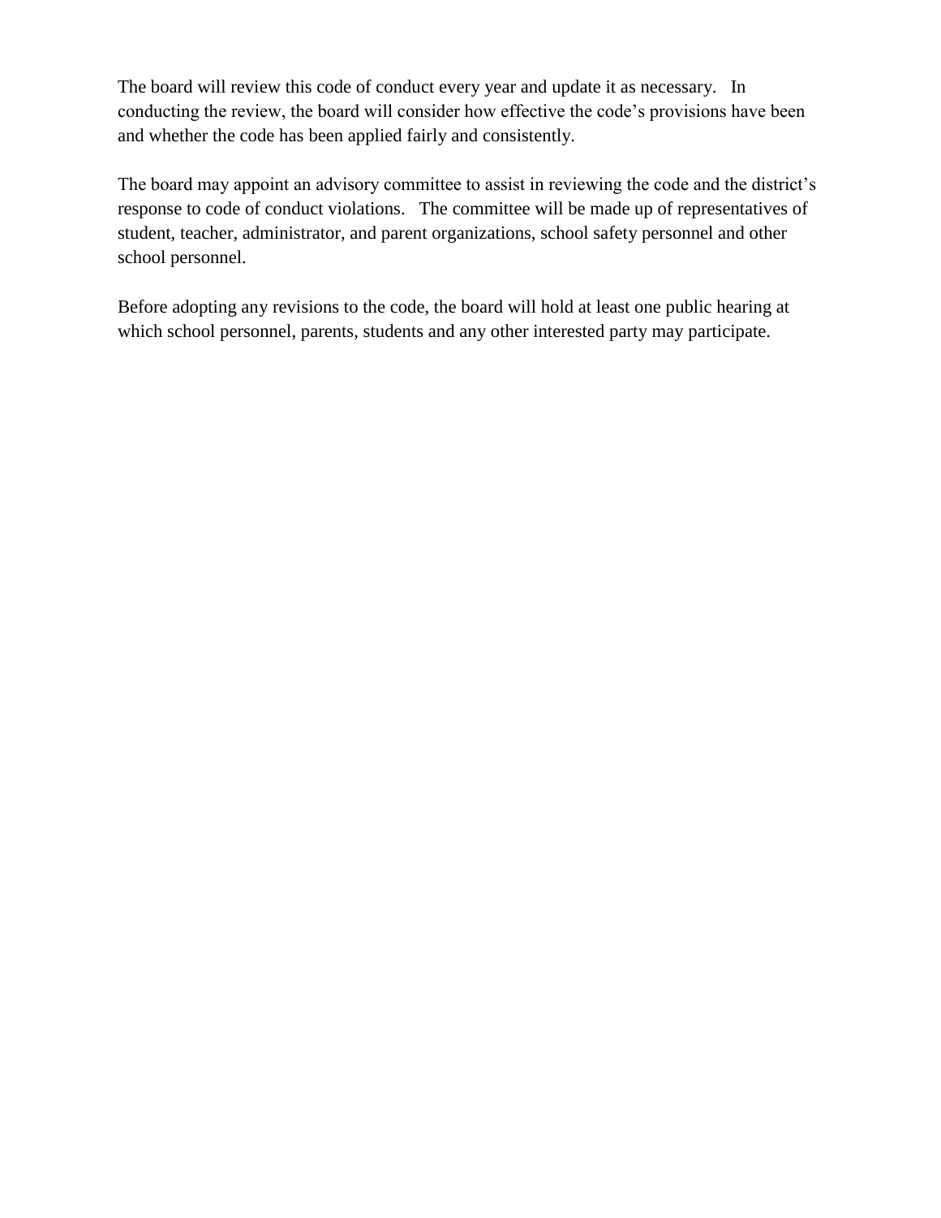The board will review this code of conduct every year and update it as necessary. In conducting the review, the board will consider how effective the code's provisions have been and whether the code has been applied fairly and consistently.

The board may appoint an advisory committee to assist in reviewing the code and the district's response to code of conduct violations. The committee will be made up of representatives of student, teacher, administrator, and parent organizations, school safety personnel and other school personnel.

Before adopting any revisions to the code, the board will hold at least one public hearing at which school personnel, parents, students and any other interested party may participate.